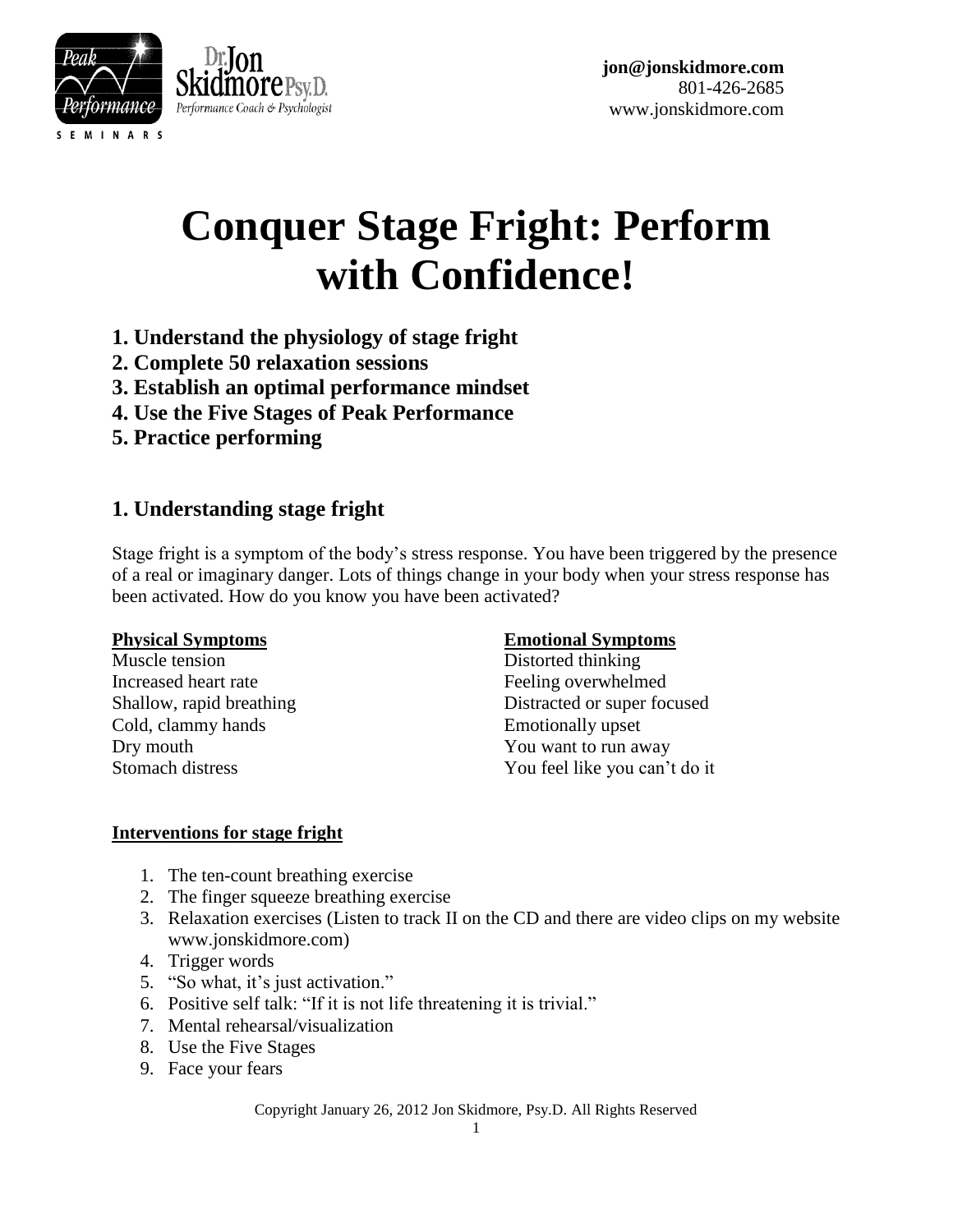jon@jonskidmore.com
801-426-2685
www.jonskidmore.com

# Conquer Stage Fright: Perform with Confidence!

**1. Understand the physiology of stage fright**
**2. Complete 50 relaxation sessions**
**3. Establish an optimal performance mindset**
**4. Use the Five Stages of Peak Performance**
**5. Practice performing**

## 1. Understanding stage fright

Stage fright is a symptom of the body's stress response. You have been triggered by the presence of a real or imaginary danger. Lots of things change in your body when your stress response has been activated. How do you know you have been activated?

**Physical Symptoms**

Muscle tension
Increased heart rate
Shallow, rapid breathing
Cold, clammy hands
Dry mouth
Stomach distress

**Emotional Symptoms**

Distorted thinking
Feeling overwhelmed
Distracted or super focused
Emotionally upset
You want to run away
You feel like you can't do it

**Interventions for stage fright**

1. The ten-count breathing exercise
2. The finger squeeze breathing exercise
3. Relaxation exercises (Listen to track II on the CD and there are video clips on my website www.jonskidmore.com)
4. Trigger words
5. "So what, it's just activation."
6. Positive self talk: "If it is not life threatening it is trivial."
7. Mental rehearsal/visualization
8. Use the Five Stages
9. Face your fears

Copyright January 26, 2012 Jon Skidmore, Psy.D. All Rights Reserved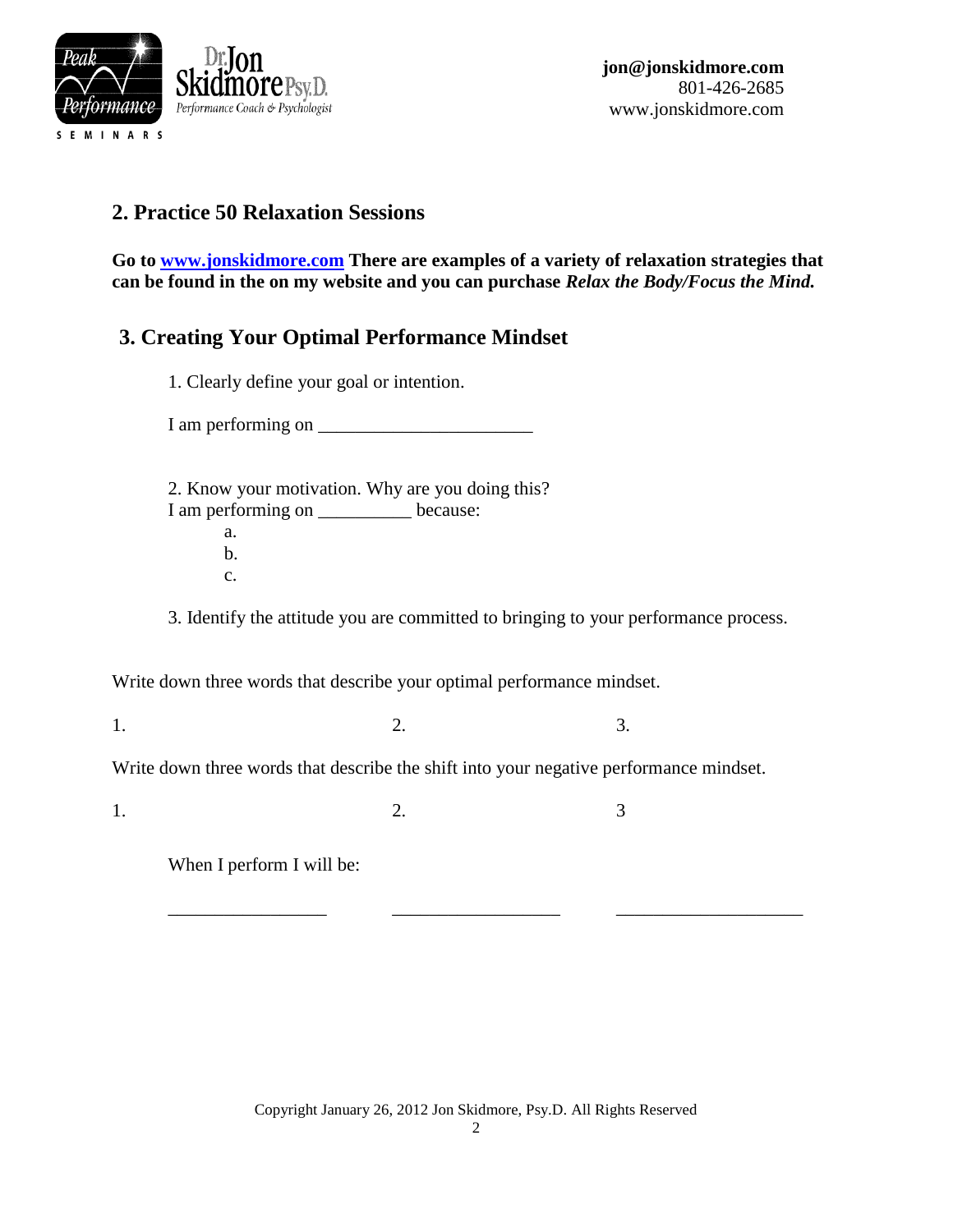## 2. Practice 50 Relaxation Sessions

**Go to [www.jonskidmore.com](http://www.jonskidmore.com) There are examples of a variety of relaxation strategies that can be found in the on my website and you can purchase *Relax the Body/Focus the Mind.***

## 3. Creating Your Optimal Performance Mindset

1. Clearly define your goal or intention.

I am performing on _______________________

2. Know your motivation. Why are you doing this?
I am performing on __________ because:
   a.
   b.
   c.

3. Identify the attitude you are committed to bringing to your performance process.

Write down three words that describe your optimal performance mindset.

1. 2. 3.

Write down three words that describe the shift into your negative performance mindset.

1. 2. 3

When I perform I will be:

_________________ __________________ ____________________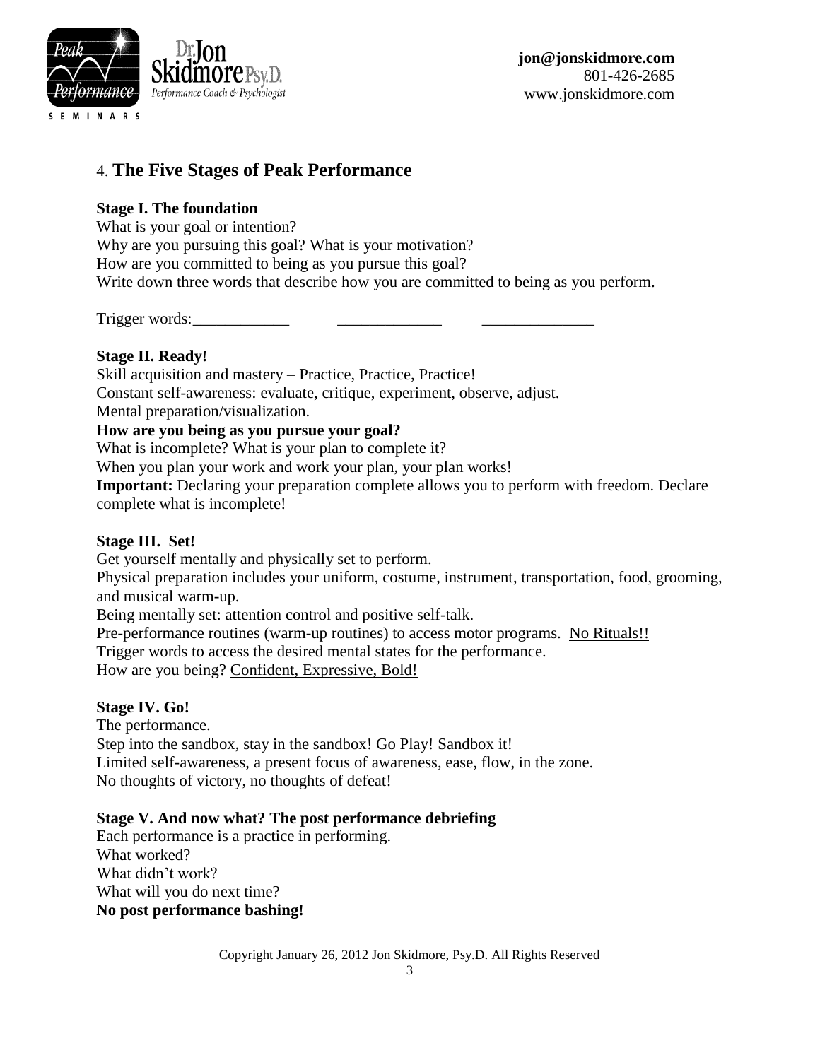## 4. **The Five Stages of Peak Performance**

**Stage I. The foundation**

What is your goal or intention?
Why are you pursuing this goal? What is your motivation?
How are you committed to being as you pursue this goal?
Write down three words that describe how you are committed to being as you perform.

Trigger words:____________ _____________ ______________

**Stage II. Ready!**

Skill acquisition and mastery – Practice, Practice, Practice!
Constant self-awareness: evaluate, critique, experiment, observe, adjust.
Mental preparation/visualization.

**How are you being as you pursue your goal?**

What is incomplete? What is your plan to complete it?
When you plan your work and work your plan, your plan works!
**Important:** Declaring your preparation complete allows you to perform with freedom. Declare complete what is incomplete!

**Stage III. Set!**

Get yourself mentally and physically set to perform.
Physical preparation includes your uniform, costume, instrument, transportation, food, grooming, and musical warm-up.
Being mentally set: attention control and positive self-talk.
Pre-performance routines (warm-up routines) to access motor programs. <u>No Rituals!!</u>
Trigger words to access the desired mental states for the performance.
How are you being? <u>Confident, Expressive, Bold!</u>

**Stage IV. Go!**

The performance.
Step into the sandbox, stay in the sandbox! Go Play! Sandbox it!
Limited self-awareness, a present focus of awareness, ease, flow, in the zone.
No thoughts of victory, no thoughts of defeat!

**Stage V. And now what? The post performance debriefing**

Each performance is a practice in performing.
What worked?
What didn't work?
What will you do next time?
**No post performance bashing!**

Copyright January 26, 2012 Jon Skidmore, Psy.D. All Rights Reserved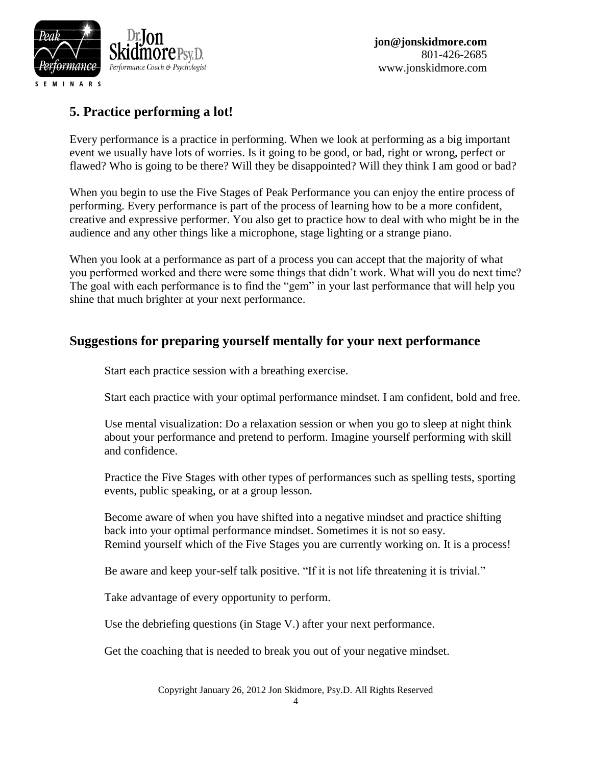## 5. Practice performing a lot!

Every performance is a practice in performing. When we look at performing as a big important event we usually have lots of worries. Is it going to be good, or bad, right or wrong, perfect or flawed? Who is going to be there? Will they be disappointed? Will they think I am good or bad?

When you begin to use the Five Stages of Peak Performance you can enjoy the entire process of performing. Every performance is part of the process of learning how to be a more confident, creative and expressive performer. You also get to practice how to deal with who might be in the audience and any other things like a microphone, stage lighting or a strange piano.

When you look at a performance as part of a process you can accept that the majority of what you performed worked and there were some things that didn't work. What will you do next time? The goal with each performance is to find the "gem" in your last performance that will help you shine that much brighter at your next performance.

## Suggestions for preparing yourself mentally for your next performance

Start each practice session with a breathing exercise.

Start each practice with your optimal performance mindset. I am confident, bold and free.

Use mental visualization: Do a relaxation session or when you go to sleep at night think about your performance and pretend to perform. Imagine yourself performing with skill and confidence.

Practice the Five Stages with other types of performances such as spelling tests, sporting events, public speaking, or at a group lesson.

Become aware of when you have shifted into a negative mindset and practice shifting back into your optimal performance mindset. Sometimes it is not so easy.
Remind yourself which of the Five Stages you are currently working on. It is a process!

Be aware and keep your-self talk positive. "If it is not life threatening it is trivial."

Take advantage of every opportunity to perform.

Use the debriefing questions (in Stage V.) after your next performance.

Get the coaching that is needed to break you out of your negative mindset.